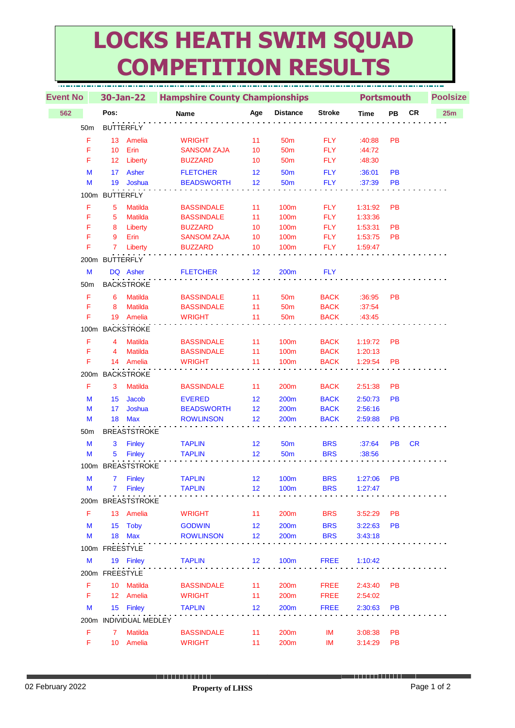# LOCKS HEATH SWIM SQUAD COMPETITION RESULTS

| Event No | 30-Jan-22 | Hampshire County Championships | | | | | Portsmouth | | | Poolsize |
|---|---|---|---|---|---|---|---|---|---|---|
| 562 | Pos: | Name | | Age | Distance | Stroke | Time | PB | CR | 25m |

| | Pos | First Name | Surname | Age | Distance | Stroke | Time | PB | CR |
|---|---|---|---|---|---|---|---|---|---|
| **50m BUTTERFLY** | | | | | | | | | |
| F | 13 | Amelia | WRIGHT | 11 | 50m | FLY | :40:88 | PB | |
| F | 10 | Erin | SANSOM ZAJA | 10 | 50m | FLY | :44:72 | | |
| F | 12 | Liberty | BUZZARD | 10 | 50m | FLY | :48:30 | | |
| M | 17 | Asher | FLETCHER | 12 | 50m | FLY | :36:01 | PB | |
| M | 19 | Joshua | BEADSWORTH | 12 | 50m | FLY | :37:39 | PB | |
| **100m BUTTERFLY** | | | | | | | | | |
| F | 5 | Matilda | BASSINDALE | 11 | 100m | FLY | 1:31:92 | PB | |
| F | 5 | Matilda | BASSINDALE | 11 | 100m | FLY | 1:33:36 | | |
| F | 8 | Liberty | BUZZARD | 10 | 100m | FLY | 1:53:31 | PB | |
| F | 9 | Erin | SANSOM ZAJA | 10 | 100m | FLY | 1:53:75 | PB | |
| F | 7 | Liberty | BUZZARD | 10 | 100m | FLY | 1:59:47 | | |
| **200m BUTTERFLY** | | | | | | | | | |
| M | DQ | Asher | FLETCHER | 12 | 200m | FLY | | | |
| **50m BACKSTROKE** | | | | | | | | | |
| F | 6 | Matilda | BASSINDALE | 11 | 50m | BACK | :36:95 | PB | |
| F | 8 | Matilda | BASSINDALE | 11 | 50m | BACK | :37:54 | | |
| F | 19 | Amelia | WRIGHT | 11 | 50m | BACK | :43:45 | | |
| **100m BACKSTROKE** | | | | | | | | | |
| F | 4 | Matilda | BASSINDALE | 11 | 100m | BACK | 1:19:72 | PB | |
| F | 4 | Matilda | BASSINDALE | 11 | 100m | BACK | 1:20:13 | | |
| F | 14 | Amelia | WRIGHT | 11 | 100m | BACK | 1:29:54 | PB | |
| **200m BACKSTROKE** | | | | | | | | | |
| F | 3 | Matilda | BASSINDALE | 11 | 200m | BACK | 2:51:38 | PB | |
| M | 15 | Jacob | EVERED | 12 | 200m | BACK | 2:50:73 | PB | |
| M | 17 | Joshua | BEADSWORTH | 12 | 200m | BACK | 2:56:16 | | |
| M | 18 | Max | ROWLINSON | 12 | 200m | BACK | 2:59:88 | PB | |
| **50m BREASTSTROKE** | | | | | | | | | |
| M | 3 | Finley | TAPLIN | 12 | 50m | BRS | :37:64 | PB | CR |
| M | 5 | Finley | TAPLIN | 12 | 50m | BRS | :38:56 | | |
| **100m BREASTSTROKE** | | | | | | | | | |
| M | 7 | Finley | TAPLIN | 12 | 100m | BRS | 1:27:06 | PB | |
| M | 7 | Finley | TAPLIN | 12 | 100m | BRS | 1:27:47 | | |
| **200m BREASTSTROKE** | | | | | | | | | |
| F | 13 | Amelia | WRIGHT | 11 | 200m | BRS | 3:52:29 | PB | |
| M | 15 | Toby | GODWIN | 12 | 200m | BRS | 3:22:63 | PB | |
| M | 18 | Max | ROWLINSON | 12 | 200m | BRS | 3:43:18 | | |
| **100m FREESTYLE** | | | | | | | | | |
| M | 19 | Finley | TAPLIN | 12 | 100m | FREE | 1:10:42 | | |
| **200m FREESTYLE** | | | | | | | | | |
| F | 10 | Matilda | BASSINDALE | 11 | 200m | FREE | 2:43:40 | PB | |
| F | 12 | Amelia | WRIGHT | 11 | 200m | FREE | 2:54:02 | | |
| M | 15 | Finley | TAPLIN | 12 | 200m | FREE | 2:30:63 | PB | |
| **200m INDIVIDUAL MEDLEY** | | | | | | | | | |
| F | 7 | Matilda | BASSINDALE | 11 | 200m | IM | 3:08:38 | PB | |
| F | 10 | Amelia | WRIGHT | 11 | 200m | IM | 3:14:29 | PB | |

02 February 2022 **Property of LHSS**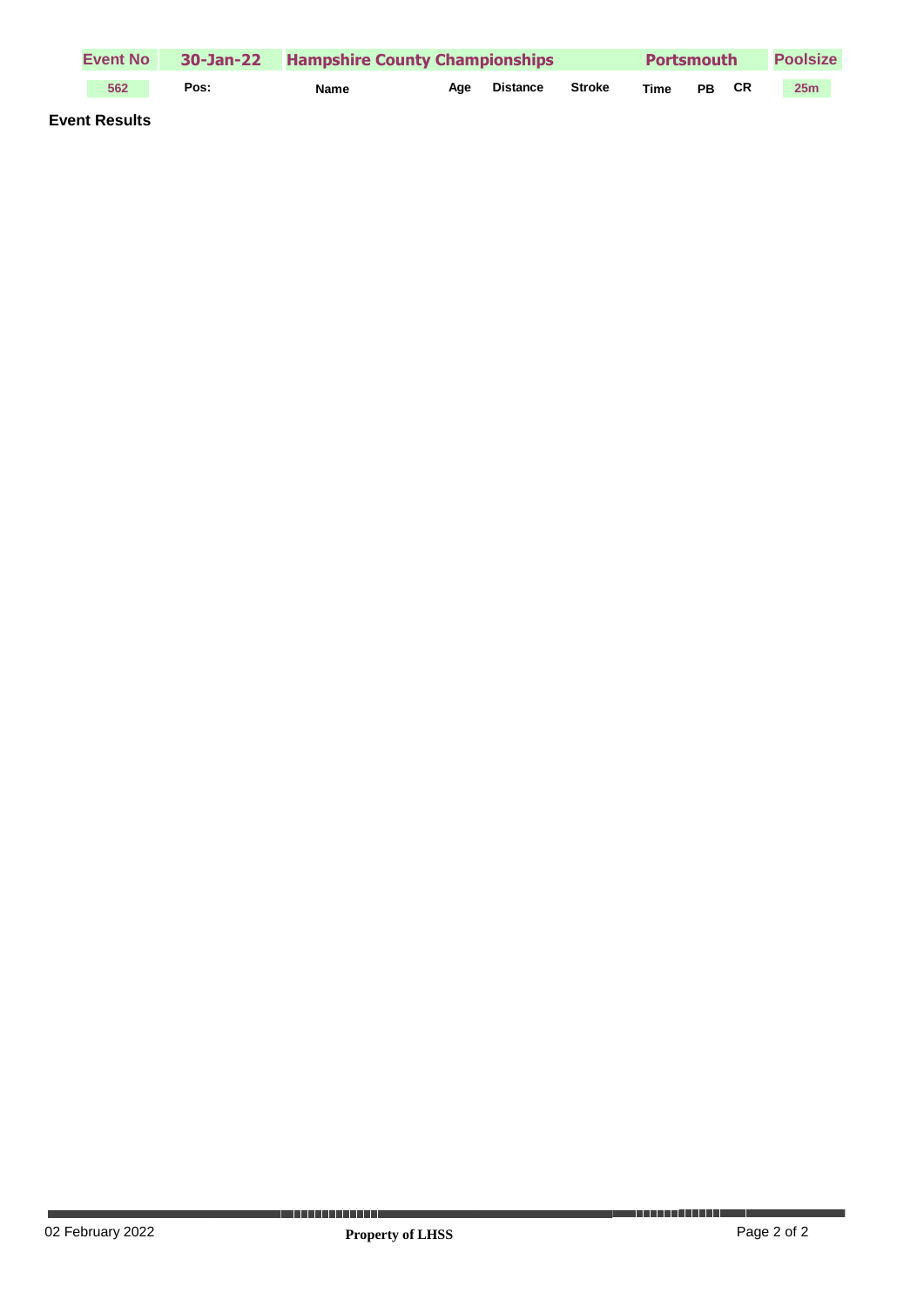| Event No | 30-Jan-22 | Hampshire County Championships | | | | Portsmouth | | | Poolsize |
|---|---|---|---|---|---|---|---|---|---|
| 562 | Pos: | Name | Age | Distance | Stroke | Time | PB | CR | 25m |

**Event Results**

02 February 2022

**Property of LHSS**